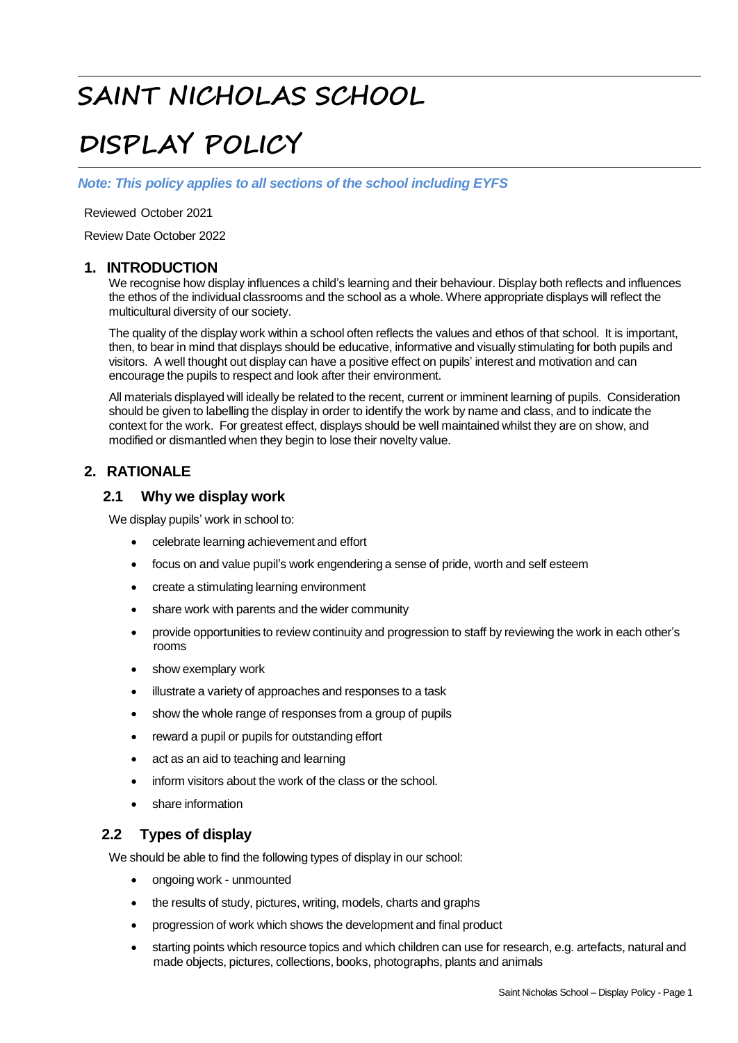# SAINT NICHOLAS SCHOOL

# DISPLAY POLICY

***Note: This policy applies to all sections of the school including EYFS***

Reviewed October 2021

Review Date October 2022

## 1. INTRODUCTION

We recognise how display influences a child's learning and their behaviour. Display both reflects and influences the ethos of the individual classrooms and the school as a whole. Where appropriate displays will reflect the multicultural diversity of our society.

The quality of the display work within a school often reflects the values and ethos of that school. It is important, then, to bear in mind that displays should be educative, informative and visually stimulating for both pupils and visitors. A well thought out display can have a positive effect on pupils' interest and motivation and can encourage the pupils to respect and look after their environment.

All materials displayed will ideally be related to the recent, current or imminent learning of pupils. Consideration should be given to labelling the display in order to identify the work by name and class, and to indicate the context for the work. For greatest effect, displays should be well maintained whilst they are on show, and modified or dismantled when they begin to lose their novelty value.

## 2. RATIONALE

### 2.1 Why we display work

We display pupils' work in school to:

- celebrate learning achievement and effort
- focus on and value pupil's work engendering a sense of pride, worth and self esteem
- create a stimulating learning environment
- share work with parents and the wider community
- provide opportunities to review continuity and progression to staff by reviewing the work in each other's rooms
- show exemplary work
- illustrate a variety of approaches and responses to a task
- show the whole range of responses from a group of pupils
- reward a pupil or pupils for outstanding effort
- act as an aid to teaching and learning
- inform visitors about the work of the class or the school.
- share information

### 2.2 Types of display

We should be able to find the following types of display in our school:

- ongoing work - unmounted
- the results of study, pictures, writing, models, charts and graphs
- progression of work which shows the development and final product
- starting points which resource topics and which children can use for research, e.g. artefacts, natural and made objects, pictures, collections, books, photographs, plants and animals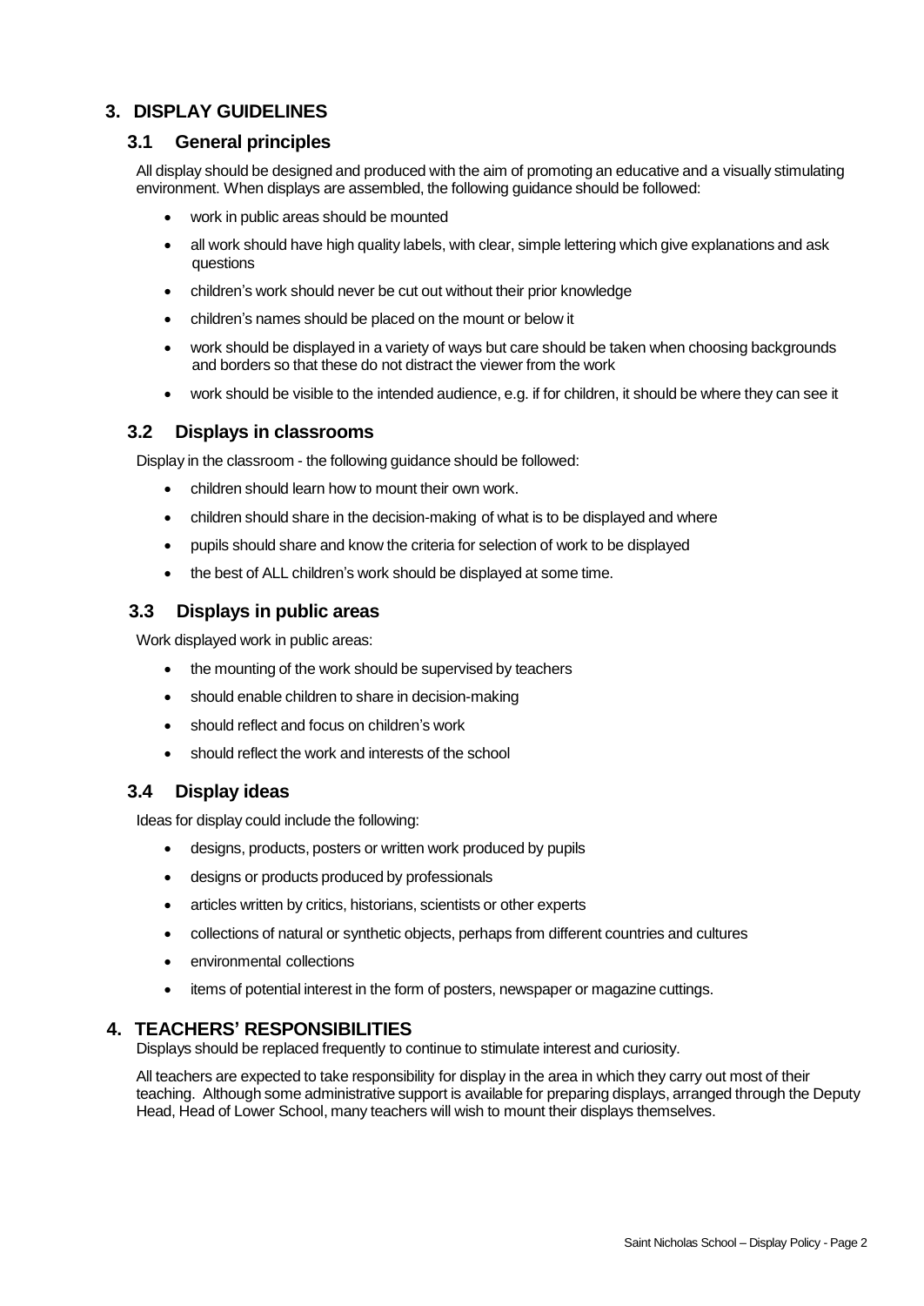## 3. DISPLAY GUIDELINES

### 3.1 General principles

All display should be designed and produced with the aim of promoting an educative and a visually stimulating environment. When displays are assembled, the following guidance should be followed:

- work in public areas should be mounted
- all work should have high quality labels, with clear, simple lettering which give explanations and ask questions
- children's work should never be cut out without their prior knowledge
- children's names should be placed on the mount or below it
- work should be displayed in a variety of ways but care should be taken when choosing backgrounds and borders so that these do not distract the viewer from the work
- work should be visible to the intended audience, e.g. if for children, it should be where they can see it

### 3.2 Displays in classrooms

Display in the classroom - the following guidance should be followed:

- children should learn how to mount their own work.
- children should share in the decision-making of what is to be displayed and where
- pupils should share and know the criteria for selection of work to be displayed
- the best of ALL children's work should be displayed at some time.

### 3.3 Displays in public areas

Work displayed work in public areas:

- the mounting of the work should be supervised by teachers
- should enable children to share in decision-making
- should reflect and focus on children's work
- should reflect the work and interests of the school

### 3.4 Display ideas

Ideas for display could include the following:

- designs, products, posters or written work produced by pupils
- designs or products produced by professionals
- articles written by critics, historians, scientists or other experts
- collections of natural or synthetic objects, perhaps from different countries and cultures
- environmental collections
- items of potential interest in the form of posters, newspaper or magazine cuttings.

## 4. TEACHERS' RESPONSIBILITIES

Displays should be replaced frequently to continue to stimulate interest and curiosity.

All teachers are expected to take responsibility for display in the area in which they carry out most of their teaching. Although some administrative support is available for preparing displays, arranged through the Deputy Head, Head of Lower School, many teachers will wish to mount their displays themselves.